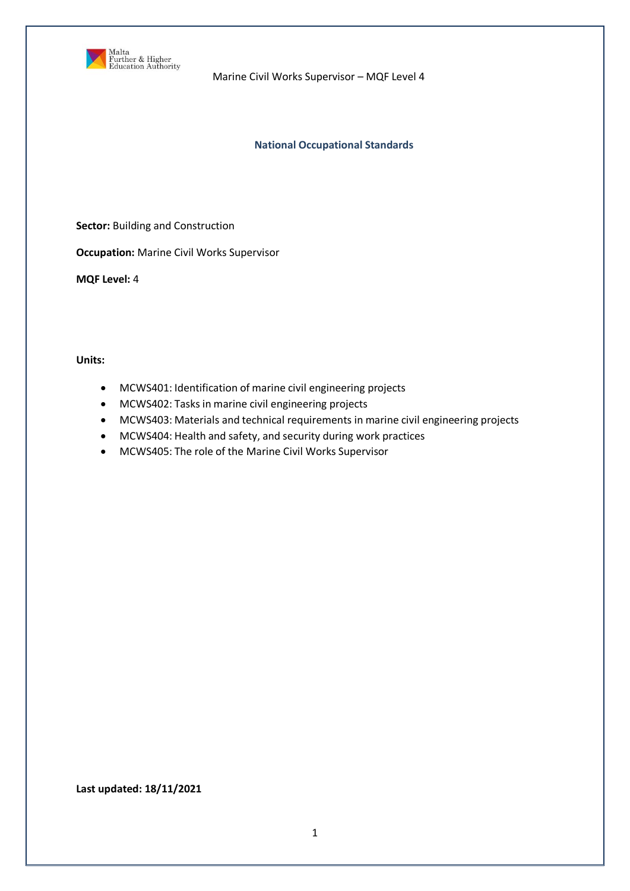# Marine Civil Works Supervisor – MQF Level 4

## National Occupational Standards

**Sector:** Building and Construction

**Occupation:** Marine Civil Works Supervisor

**MQF Level:** 4

**Units:**

- MCWS401: Identification of marine civil engineering projects
- MCWS402: Tasks in marine civil engineering projects
- MCWS403: Materials and technical requirements in marine civil engineering projects
- MCWS404: Health and safety, and security during work practices
- MCWS405: The role of the Marine Civil Works Supervisor

**Last updated: 18/11/2021**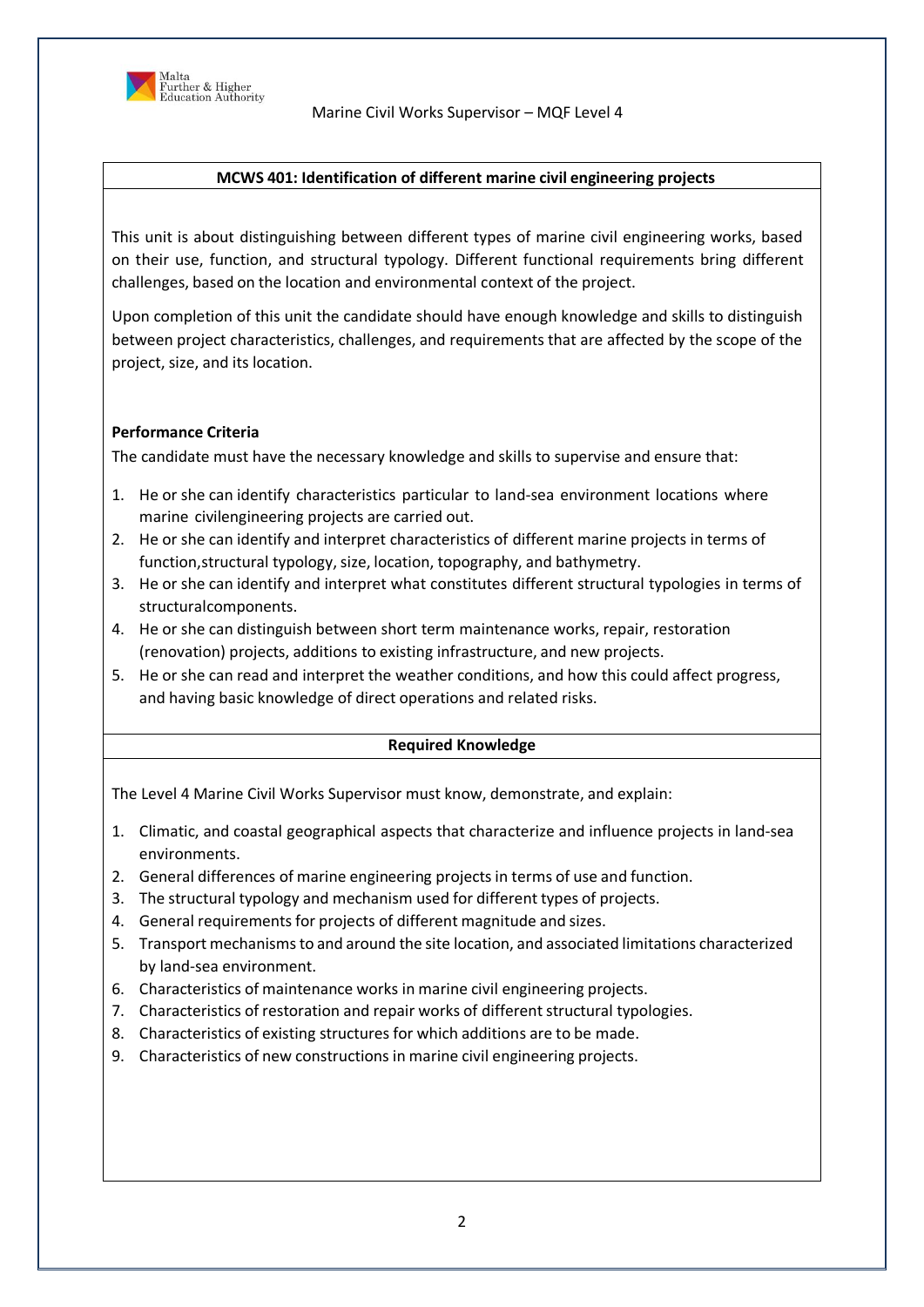## MCWS 401: Identification of different marine civil engineering projects

This unit is about distinguishing between different types of marine civil engineering works, based on their use, function, and structural typology. Different functional requirements bring different challenges, based on the location and environmental context of the project.

Upon completion of this unit the candidate should have enough knowledge and skills to distinguish between project characteristics, challenges, and requirements that are affected by the scope of the project, size, and its location.

**Performance Criteria**

The candidate must have the necessary knowledge and skills to supervise and ensure that:

1. He or she can identify characteristics particular to land-sea environment locations where marine civilengineering projects are carried out.
2. He or she can identify and interpret characteristics of different marine projects in terms of function,structural typology, size, location, topography, and bathymetry.
3. He or she can identify and interpret what constitutes different structural typologies in terms of structuralcomponents.
4. He or she can distinguish between short term maintenance works, repair, restoration (renovation) projects, additions to existing infrastructure, and new projects.
5. He or she can read and interpret the weather conditions, and how this could affect progress, and having basic knowledge of direct operations and related risks.

**Required Knowledge**

The Level 4 Marine Civil Works Supervisor must know, demonstrate, and explain:

1. Climatic, and coastal geographical aspects that characterize and influence projects in land-sea environments.
2. General differences of marine engineering projects in terms of use and function.
3. The structural typology and mechanism used for different types of projects.
4. General requirements for projects of different magnitude and sizes.
5. Transport mechanisms to and around the site location, and associated limitations characterized by land-sea environment.
6. Characteristics of maintenance works in marine civil engineering projects.
7. Characteristics of restoration and repair works of different structural typologies.
8. Characteristics of existing structures for which additions are to be made.
9. Characteristics of new constructions in marine civil engineering projects.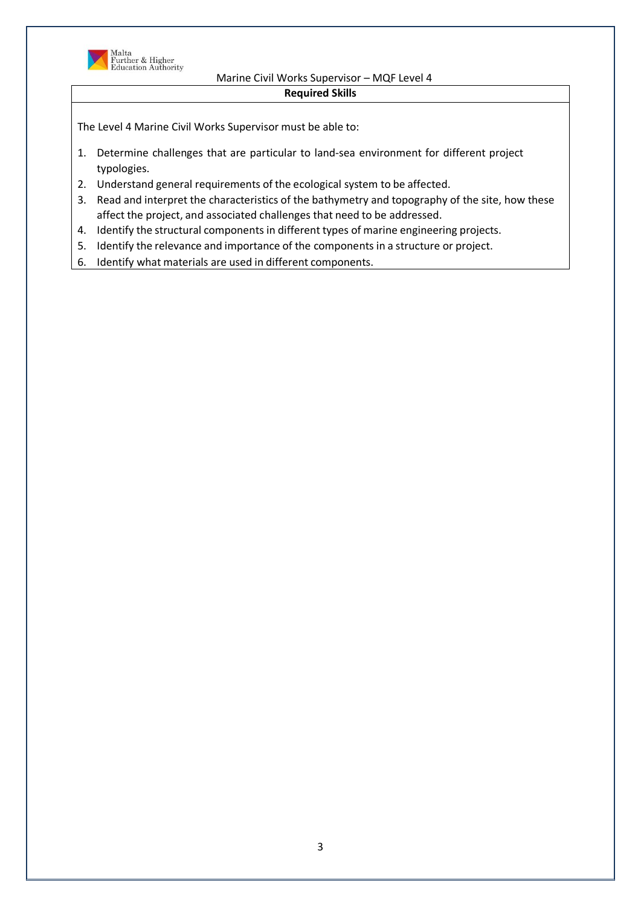## Required Skills

The Level 4 Marine Civil Works Supervisor must be able to:

1. Determine challenges that are particular to land-sea environment for different project typologies.
2. Understand general requirements of the ecological system to be affected.
3. Read and interpret the characteristics of the bathymetry and topography of the site, how these affect the project, and associated challenges that need to be addressed.
4. Identify the structural components in different types of marine engineering projects.
5. Identify the relevance and importance of the components in a structure or project.
6. Identify what materials are used in different components.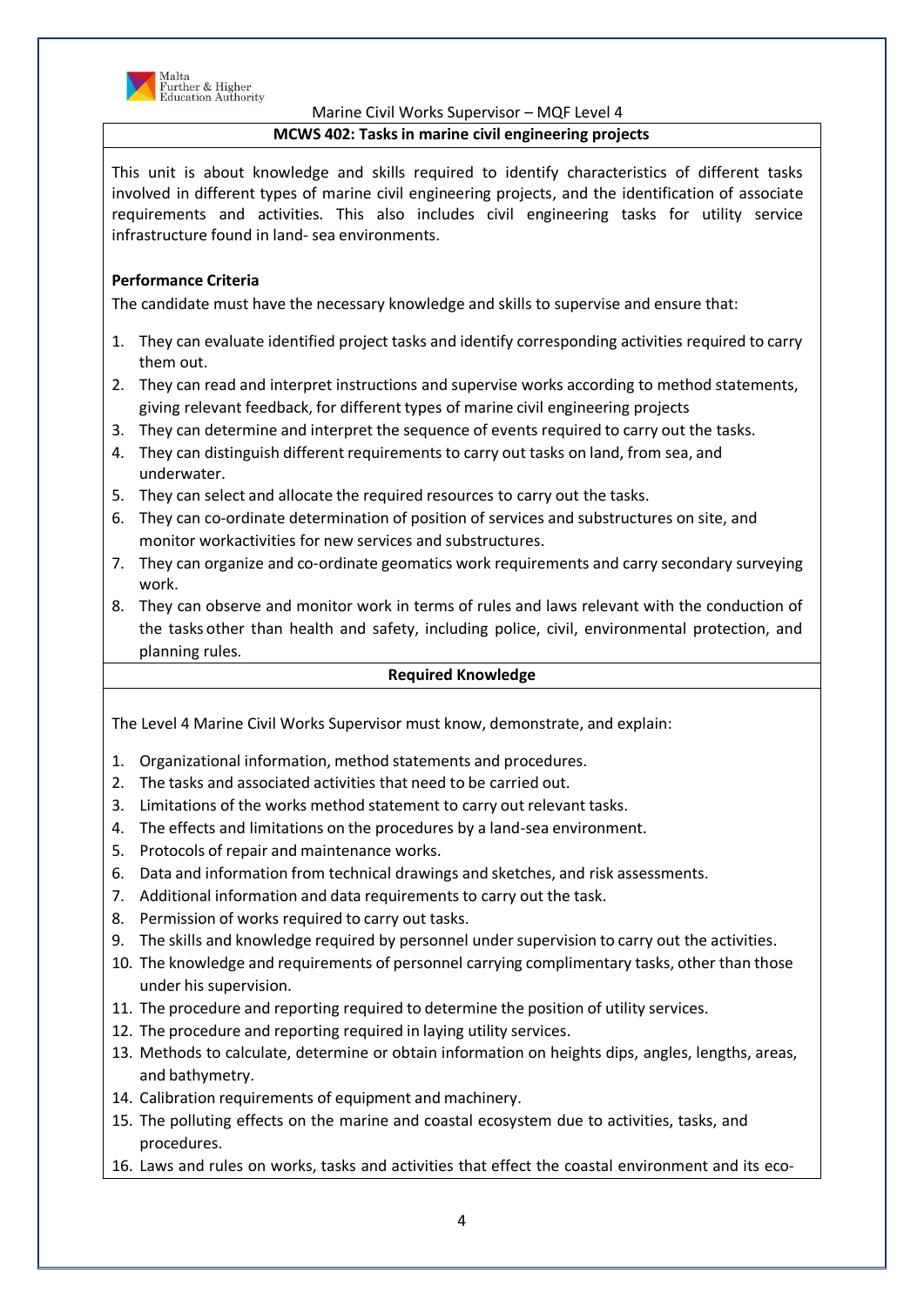Marine Civil Works Supervisor – MQF Level 4

## MCWS 402: Tasks in marine civil engineering projects

This unit is about knowledge and skills required to identify characteristics of different tasks involved in different types of marine civil engineering projects, and the identification of associate requirements and activities. This also includes civil engineering tasks for utility service infrastructure found in land- sea environments.

**Performance Criteria**

The candidate must have the necessary knowledge and skills to supervise and ensure that:

1. They can evaluate identified project tasks and identify corresponding activities required to carry them out.
2. They can read and interpret instructions and supervise works according to method statements, giving relevant feedback, for different types of marine civil engineering projects
3. They can determine and interpret the sequence of events required to carry out the tasks.
4. They can distinguish different requirements to carry out tasks on land, from sea, and underwater.
5. They can select and allocate the required resources to carry out the tasks.
6. They can co-ordinate determination of position of services and substructures on site, and monitor workactivities for new services and substructures.
7. They can organize and co-ordinate geomatics work requirements and carry secondary surveying work.
8. They can observe and monitor work in terms of rules and laws relevant with the conduction of the tasks other than health and safety, including police, civil, environmental protection, and planning rules.

### Required Knowledge

The Level 4 Marine Civil Works Supervisor must know, demonstrate, and explain:

1. Organizational information, method statements and procedures.
2. The tasks and associated activities that need to be carried out.
3. Limitations of the works method statement to carry out relevant tasks.
4. The effects and limitations on the procedures by a land-sea environment.
5. Protocols of repair and maintenance works.
6. Data and information from technical drawings and sketches, and risk assessments.
7. Additional information and data requirements to carry out the task.
8. Permission of works required to carry out tasks.
9. The skills and knowledge required by personnel under supervision to carry out the activities.
10. The knowledge and requirements of personnel carrying complimentary tasks, other than those under his supervision.
11. The procedure and reporting required to determine the position of utility services.
12. The procedure and reporting required in laying utility services.
13. Methods to calculate, determine or obtain information on heights dips, angles, lengths, areas, and bathymetry.
14. Calibration requirements of equipment and machinery.
15. The polluting effects on the marine and coastal ecosystem due to activities, tasks, and procedures.
16. Laws and rules on works, tasks and activities that effect the coastal environment and its eco-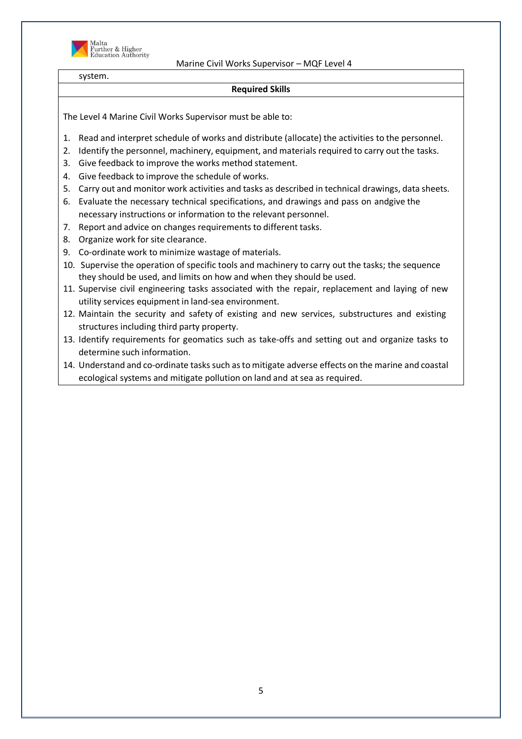system.

**Required Skills**

The Level 4 Marine Civil Works Supervisor must be able to:

1. Read and interpret schedule of works and distribute (allocate) the activities to the personnel.
2. Identify the personnel, machinery, equipment, and materials required to carry out the tasks.
3. Give feedback to improve the works method statement.
4. Give feedback to improve the schedule of works.
5. Carry out and monitor work activities and tasks as described in technical drawings, data sheets.
6. Evaluate the necessary technical specifications, and drawings and pass on andgive the necessary instructions or information to the relevant personnel.
7. Report and advice on changes requirements to different tasks.
8. Organize work for site clearance.
9. Co-ordinate work to minimize wastage of materials.
10. Supervise the operation of specific tools and machinery to carry out the tasks; the sequence they should be used, and limits on how and when they should be used.
11. Supervise civil engineering tasks associated with the repair, replacement and laying of new utility services equipment in land-sea environment.
12. Maintain the security and safety of existing and new services, substructures and existing structures including third party property.
13. Identify requirements for geomatics such as take-offs and setting out and organize tasks to determine such information.
14. Understand and co-ordinate tasks such as to mitigate adverse effects on the marine and coastal ecological systems and mitigate pollution on land and at sea as required.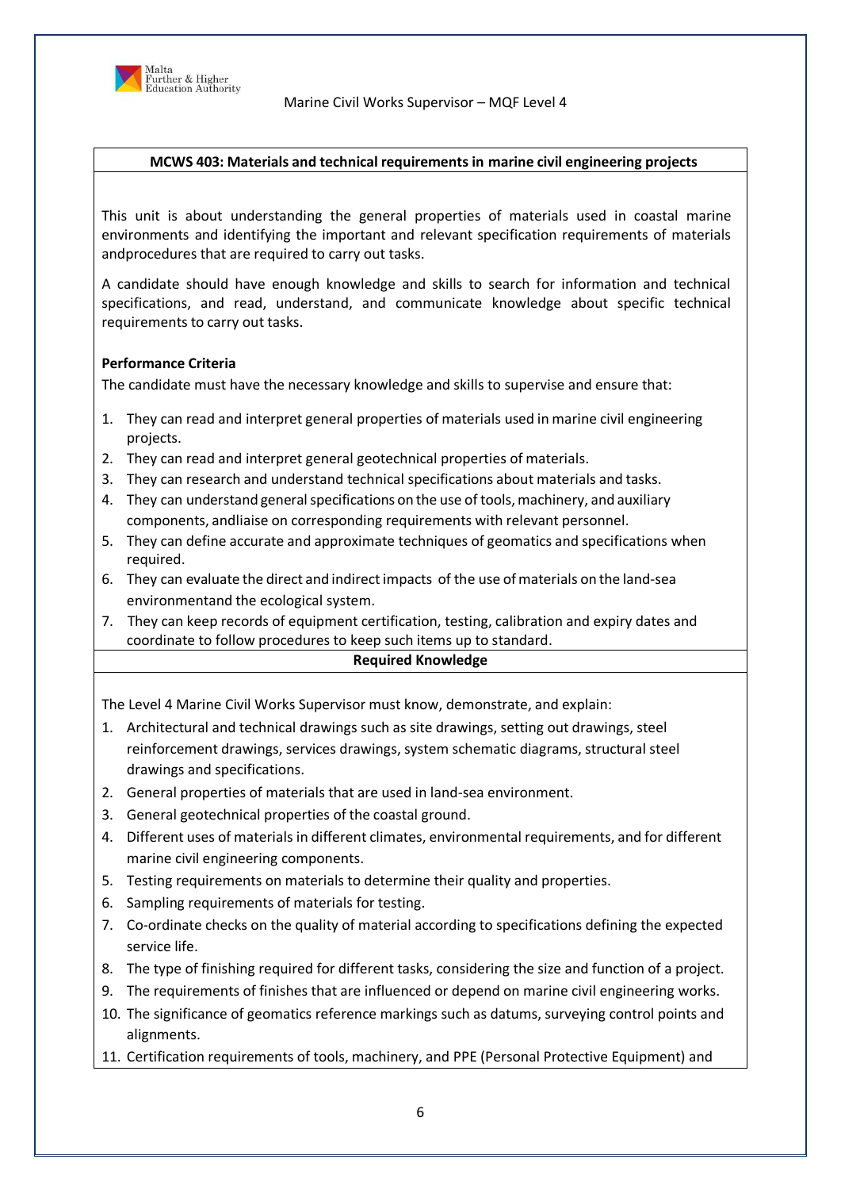## MCWS 403: Materials and technical requirements in marine civil engineering projects

This unit is about understanding the general properties of materials used in coastal marine environments and identifying the important and relevant specification requirements of materials andprocedures that are required to carry out tasks.

A candidate should have enough knowledge and skills to search for information and technical specifications, and read, understand, and communicate knowledge about specific technical requirements to carry out tasks.

**Performance Criteria**

The candidate must have the necessary knowledge and skills to supervise and ensure that:

1. They can read and interpret general properties of materials used in marine civil engineering projects.
2. They can read and interpret general geotechnical properties of materials.
3. They can research and understand technical specifications about materials and tasks.
4. They can understand general specifications on the use of tools, machinery, and auxiliary components, andliaise on corresponding requirements with relevant personnel.
5. They can define accurate and approximate techniques of geomatics and specifications when required.
6. They can evaluate the direct and indirect impacts of the use of materials on the land-sea environmentand the ecological system.
7. They can keep records of equipment certification, testing, calibration and expiry dates and coordinate to follow procedures to keep such items up to standard.

**Required Knowledge**

The Level 4 Marine Civil Works Supervisor must know, demonstrate, and explain:

1. Architectural and technical drawings such as site drawings, setting out drawings, steel reinforcement drawings, services drawings, system schematic diagrams, structural steel drawings and specifications.
2. General properties of materials that are used in land-sea environment.
3. General geotechnical properties of the coastal ground.
4. Different uses of materials in different climates, environmental requirements, and for different marine civil engineering components.
5. Testing requirements on materials to determine their quality and properties.
6. Sampling requirements of materials for testing.
7. Co-ordinate checks on the quality of material according to specifications defining the expected service life.
8. The type of finishing required for different tasks, considering the size and function of a project.
9. The requirements of finishes that are influenced or depend on marine civil engineering works.
10. The significance of geomatics reference markings such as datums, surveying control points and alignments.
11. Certification requirements of tools, machinery, and PPE (Personal Protective Equipment) and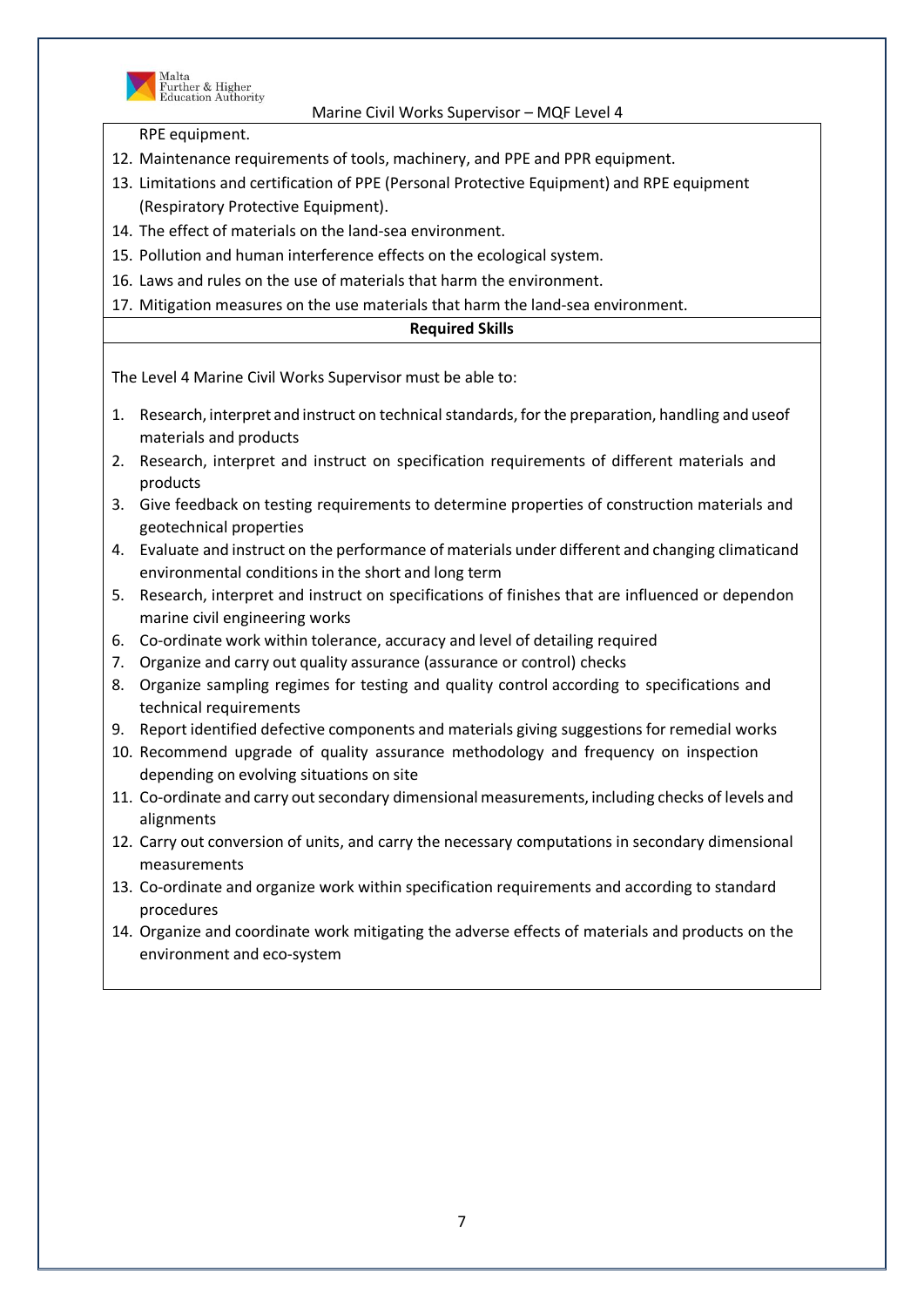RPE equipment.

12. Maintenance requirements of tools, machinery, and PPE and PPR equipment.
13. Limitations and certification of PPE (Personal Protective Equipment) and RPE equipment (Respiratory Protective Equipment).
14. The effect of materials on the land-sea environment.
15. Pollution and human interference effects on the ecological system.
16. Laws and rules on the use of materials that harm the environment.
17. Mitigation measures on the use materials that harm the land-sea environment.

**Required Skills**

The Level 4 Marine Civil Works Supervisor must be able to:

1. Research, interpret and instruct on technical standards, for the preparation, handling and useof materials and products
2. Research, interpret and instruct on specification requirements of different materials and products
3. Give feedback on testing requirements to determine properties of construction materials and geotechnical properties
4. Evaluate and instruct on the performance of materials under different and changing climaticand environmental conditions in the short and long term
5. Research, interpret and instruct on specifications of finishes that are influenced or dependon marine civil engineering works
6. Co-ordinate work within tolerance, accuracy and level of detailing required
7. Organize and carry out quality assurance (assurance or control) checks
8. Organize sampling regimes for testing and quality control according to specifications and technical requirements
9. Report identified defective components and materials giving suggestions for remedial works
10. Recommend upgrade of quality assurance methodology and frequency on inspection depending on evolving situations on site
11. Co-ordinate and carry out secondary dimensional measurements, including checks of levels and alignments
12. Carry out conversion of units, and carry the necessary computations in secondary dimensional measurements
13. Co-ordinate and organize work within specification requirements and according to standard procedures
14. Organize and coordinate work mitigating the adverse effects of materials and products on the environment and eco-system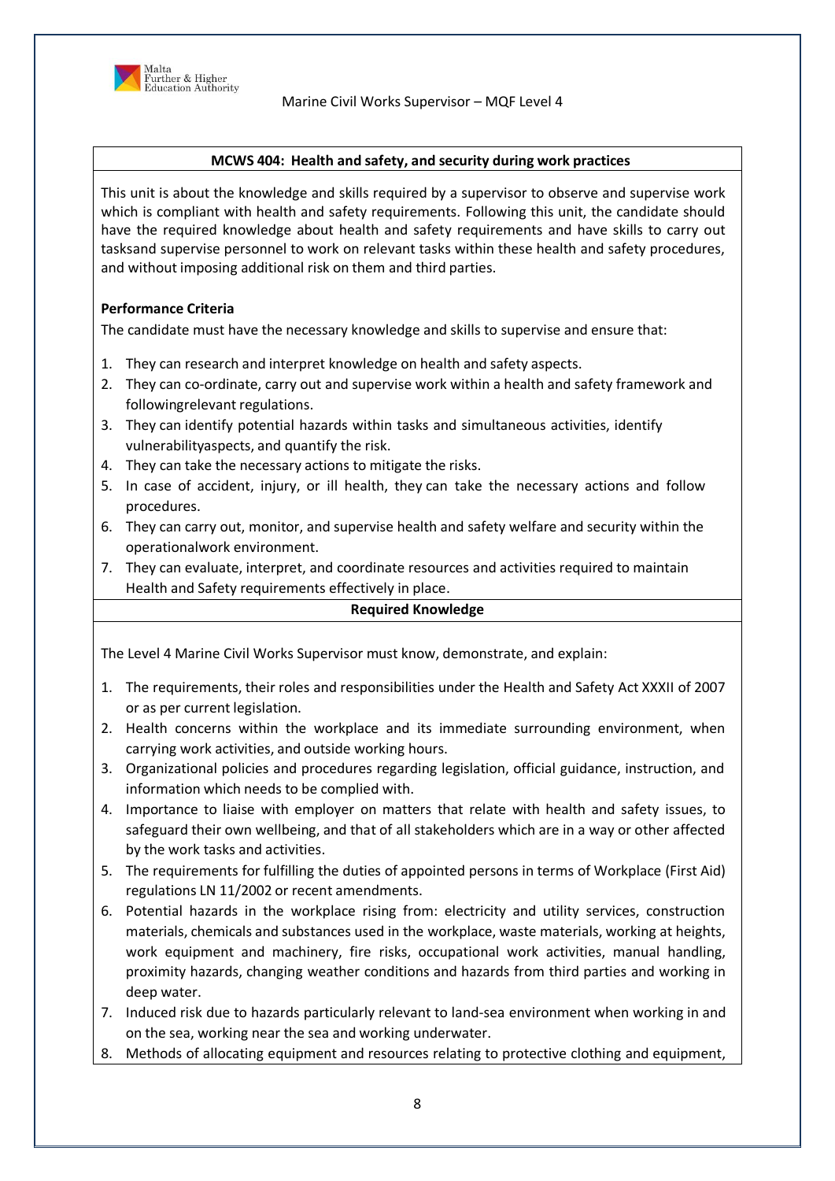## MCWS 404: Health and safety, and security during work practices

This unit is about the knowledge and skills required by a supervisor to observe and supervise work which is compliant with health and safety requirements. Following this unit, the candidate should have the required knowledge about health and safety requirements and have skills to carry out tasksand supervise personnel to work on relevant tasks within these health and safety procedures, and without imposing additional risk on them and third parties.

**Performance Criteria**

The candidate must have the necessary knowledge and skills to supervise and ensure that:

1. They can research and interpret knowledge on health and safety aspects.
2. They can co-ordinate, carry out and supervise work within a health and safety framework and followingrelevant regulations.
3. They can identify potential hazards within tasks and simultaneous activities, identify vulnerabilityaspects, and quantify the risk.
4. They can take the necessary actions to mitigate the risks.
5. In case of accident, injury, or ill health, they can take the necessary actions and follow procedures.
6. They can carry out, monitor, and supervise health and safety welfare and security within the operationalwork environment.
7. They can evaluate, interpret, and coordinate resources and activities required to maintain Health and Safety requirements effectively in place.

**Required Knowledge**

The Level 4 Marine Civil Works Supervisor must know, demonstrate, and explain:

1. The requirements, their roles and responsibilities under the Health and Safety Act XXXII of 2007 or as per current legislation.
2. Health concerns within the workplace and its immediate surrounding environment, when carrying work activities, and outside working hours.
3. Organizational policies and procedures regarding legislation, official guidance, instruction, and information which needs to be complied with.
4. Importance to liaise with employer on matters that relate with health and safety issues, to safeguard their own wellbeing, and that of all stakeholders which are in a way or other affected by the work tasks and activities.
5. The requirements for fulfilling the duties of appointed persons in terms of Workplace (First Aid) regulations LN 11/2002 or recent amendments.
6. Potential hazards in the workplace rising from: electricity and utility services, construction materials, chemicals and substances used in the workplace, waste materials, working at heights, work equipment and machinery, fire risks, occupational work activities, manual handling, proximity hazards, changing weather conditions and hazards from third parties and working in deep water.
7. Induced risk due to hazards particularly relevant to land-sea environment when working in and on the sea, working near the sea and working underwater.
8. Methods of allocating equipment and resources relating to protective clothing and equipment,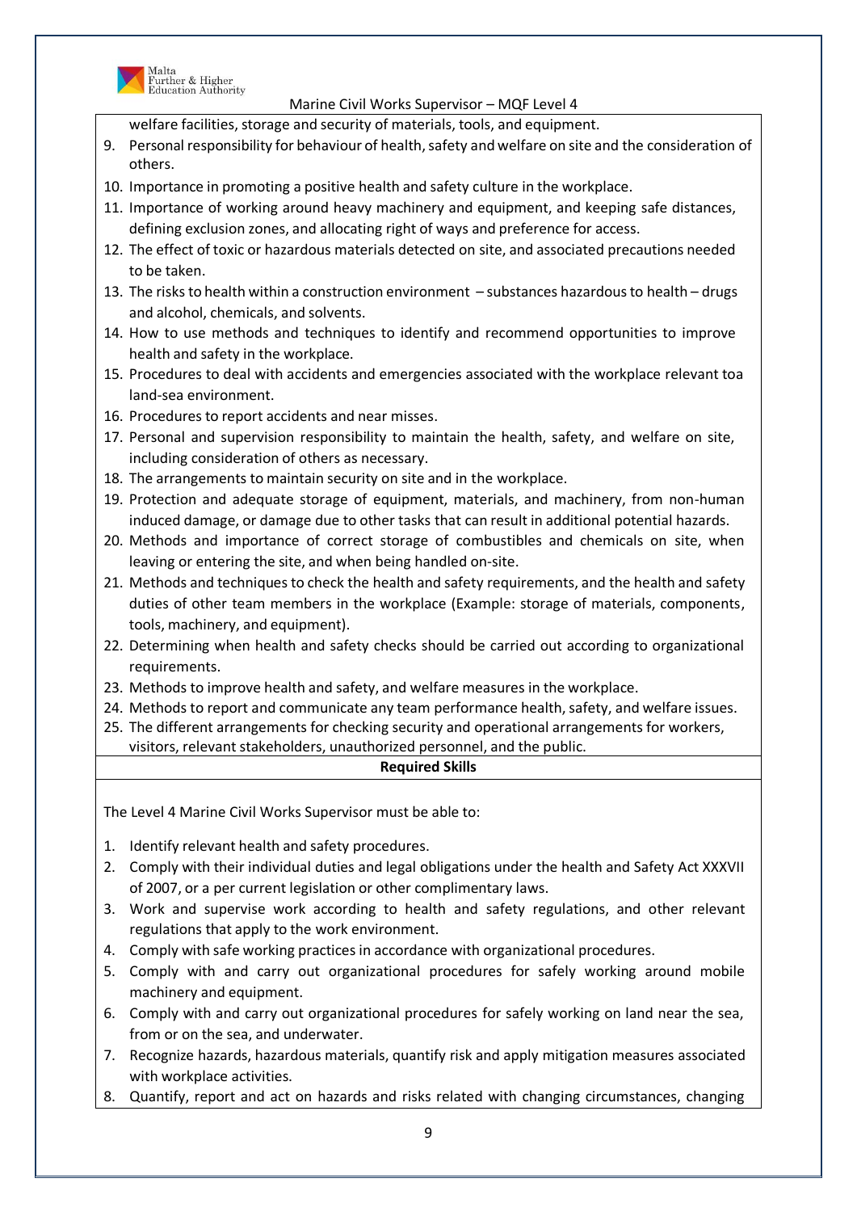welfare facilities, storage and security of materials, tools, and equipment.

9. Personal responsibility for behaviour of health, safety and welfare on site and the consideration of others.
10. Importance in promoting a positive health and safety culture in the workplace.
11. Importance of working around heavy machinery and equipment, and keeping safe distances, defining exclusion zones, and allocating right of ways and preference for access.
12. The effect of toxic or hazardous materials detected on site, and associated precautions needed to be taken.
13. The risks to health within a construction environment – substances hazardous to health – drugs and alcohol, chemicals, and solvents.
14. How to use methods and techniques to identify and recommend opportunities to improve health and safety in the workplace.
15. Procedures to deal with accidents and emergencies associated with the workplace relevant toa land-sea environment.
16. Procedures to report accidents and near misses.
17. Personal and supervision responsibility to maintain the health, safety, and welfare on site, including consideration of others as necessary.
18. The arrangements to maintain security on site and in the workplace.
19. Protection and adequate storage of equipment, materials, and machinery, from non-human induced damage, or damage due to other tasks that can result in additional potential hazards.
20. Methods and importance of correct storage of combustibles and chemicals on site, when leaving or entering the site, and when being handled on-site.
21. Methods and techniques to check the health and safety requirements, and the health and safety duties of other team members in the workplace (Example: storage of materials, components, tools, machinery, and equipment).
22. Determining when health and safety checks should be carried out according to organizational requirements.
23. Methods to improve health and safety, and welfare measures in the workplace.
24. Methods to report and communicate any team performance health, safety, and welfare issues.
25. The different arrangements for checking security and operational arrangements for workers, visitors, relevant stakeholders, unauthorized personnel, and the public.

**Required Skills**

The Level 4 Marine Civil Works Supervisor must be able to:

1. Identify relevant health and safety procedures.
2. Comply with their individual duties and legal obligations under the health and Safety Act XXXVII of 2007, or a per current legislation or other complimentary laws.
3. Work and supervise work according to health and safety regulations, and other relevant regulations that apply to the work environment.
4. Comply with safe working practices in accordance with organizational procedures.
5. Comply with and carry out organizational procedures for safely working around mobile machinery and equipment.
6. Comply with and carry out organizational procedures for safely working on land near the sea, from or on the sea, and underwater.
7. Recognize hazards, hazardous materials, quantify risk and apply mitigation measures associated with workplace activities.
8. Quantify, report and act on hazards and risks related with changing circumstances, changing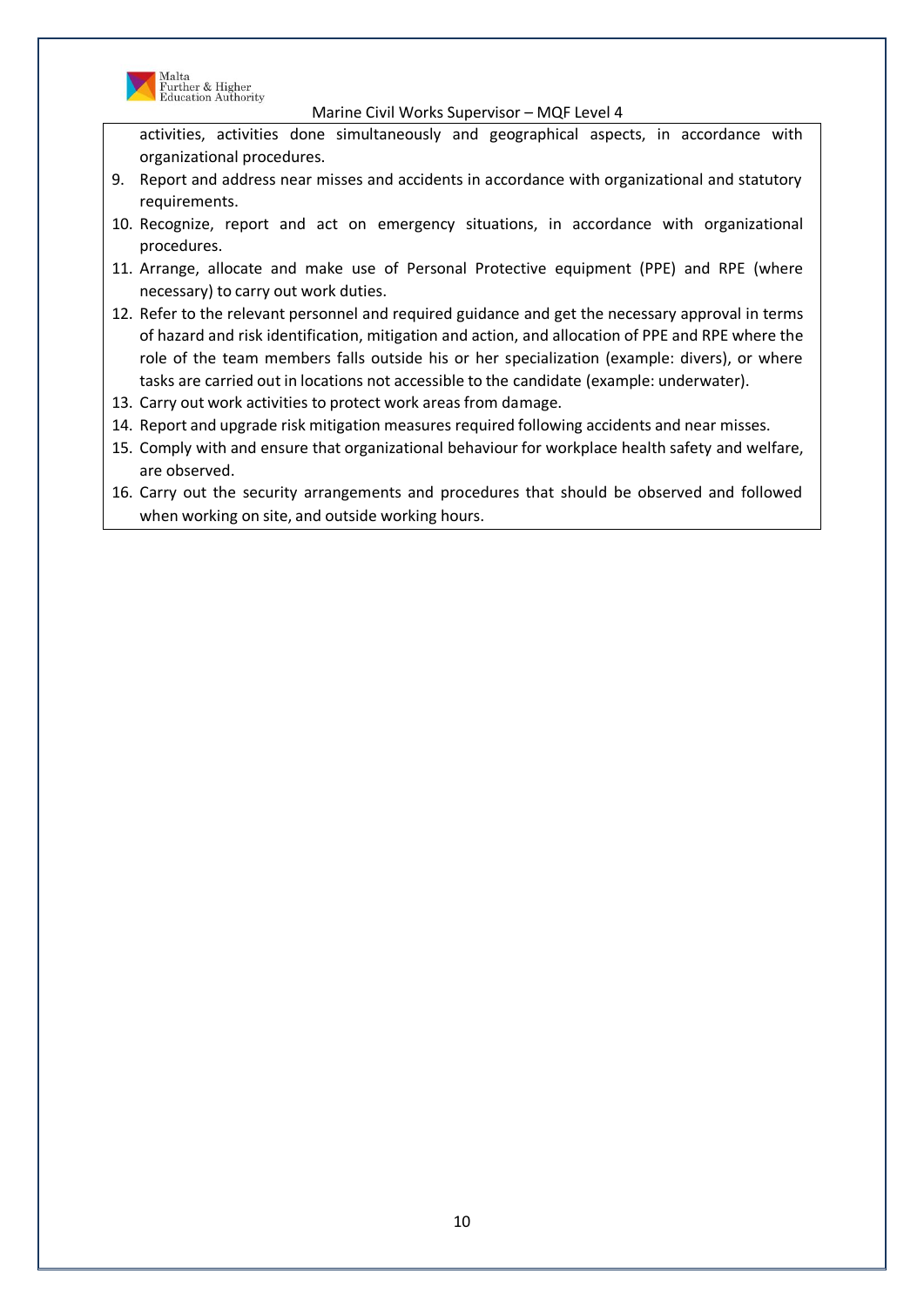activities, activities done simultaneously and geographical aspects, in accordance with organizational procedures.

9. Report and address near misses and accidents in accordance with organizational and statutory requirements.
10. Recognize, report and act on emergency situations, in accordance with organizational procedures.
11. Arrange, allocate and make use of Personal Protective equipment (PPE) and RPE (where necessary) to carry out work duties.
12. Refer to the relevant personnel and required guidance and get the necessary approval in terms of hazard and risk identification, mitigation and action, and allocation of PPE and RPE where the role of the team members falls outside his or her specialization (example: divers), or where tasks are carried out in locations not accessible to the candidate (example: underwater).
13. Carry out work activities to protect work areas from damage.
14. Report and upgrade risk mitigation measures required following accidents and near misses.
15. Comply with and ensure that organizational behaviour for workplace health safety and welfare, are observed.
16. Carry out the security arrangements and procedures that should be observed and followed when working on site, and outside working hours.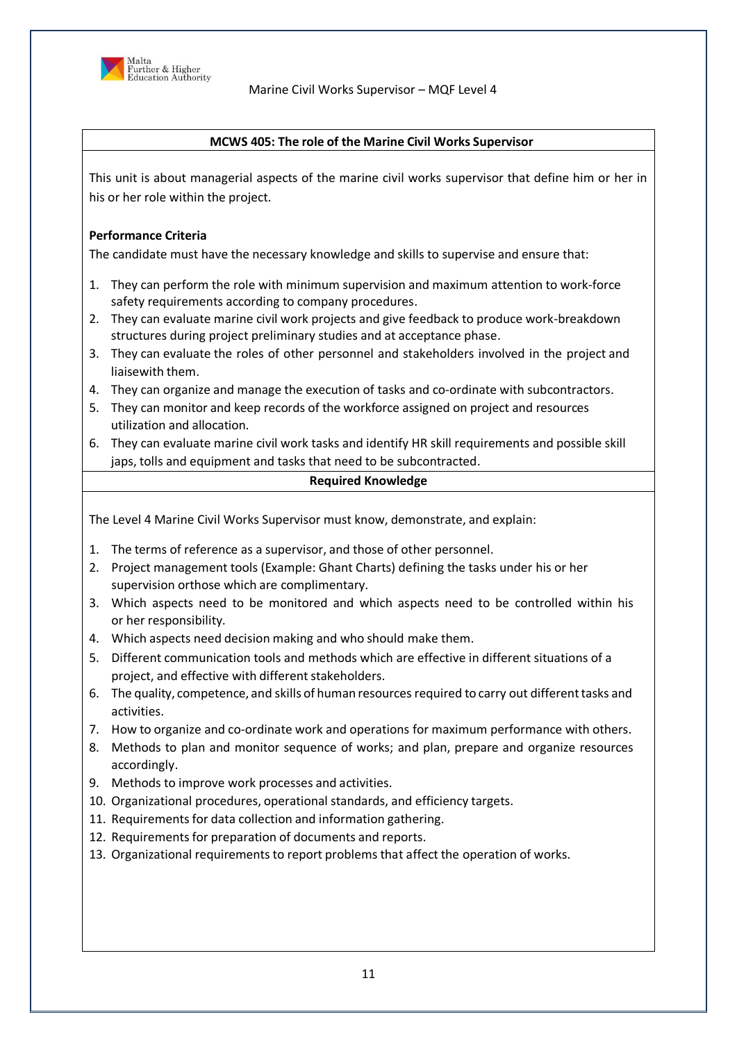## MCWS 405: The role of the Marine Civil Works Supervisor

This unit is about managerial aspects of the marine civil works supervisor that define him or her in his or her role within the project.

**Performance Criteria**

The candidate must have the necessary knowledge and skills to supervise and ensure that:

1. They can perform the role with minimum supervision and maximum attention to work-force safety requirements according to company procedures.
2. They can evaluate marine civil work projects and give feedback to produce work-breakdown structures during project preliminary studies and at acceptance phase.
3. They can evaluate the roles of other personnel and stakeholders involved in the project and liaisewith them.
4. They can organize and manage the execution of tasks and co-ordinate with subcontractors.
5. They can monitor and keep records of the workforce assigned on project and resources utilization and allocation.
6. They can evaluate marine civil work tasks and identify HR skill requirements and possible skill japs, tolls and equipment and tasks that need to be subcontracted.

**Required Knowledge**

The Level 4 Marine Civil Works Supervisor must know, demonstrate, and explain:

1. The terms of reference as a supervisor, and those of other personnel.
2. Project management tools (Example: Ghant Charts) defining the tasks under his or her supervision orthose which are complimentary.
3. Which aspects need to be monitored and which aspects need to be controlled within his or her responsibility.
4. Which aspects need decision making and who should make them.
5. Different communication tools and methods which are effective in different situations of a project, and effective with different stakeholders.
6. The quality, competence, and skills of human resources required to carry out different tasks and activities.
7. How to organize and co-ordinate work and operations for maximum performance with others.
8. Methods to plan and monitor sequence of works; and plan, prepare and organize resources accordingly.
9. Methods to improve work processes and activities.
10. Organizational procedures, operational standards, and efficiency targets.
11. Requirements for data collection and information gathering.
12. Requirements for preparation of documents and reports.
13. Organizational requirements to report problems that affect the operation of works.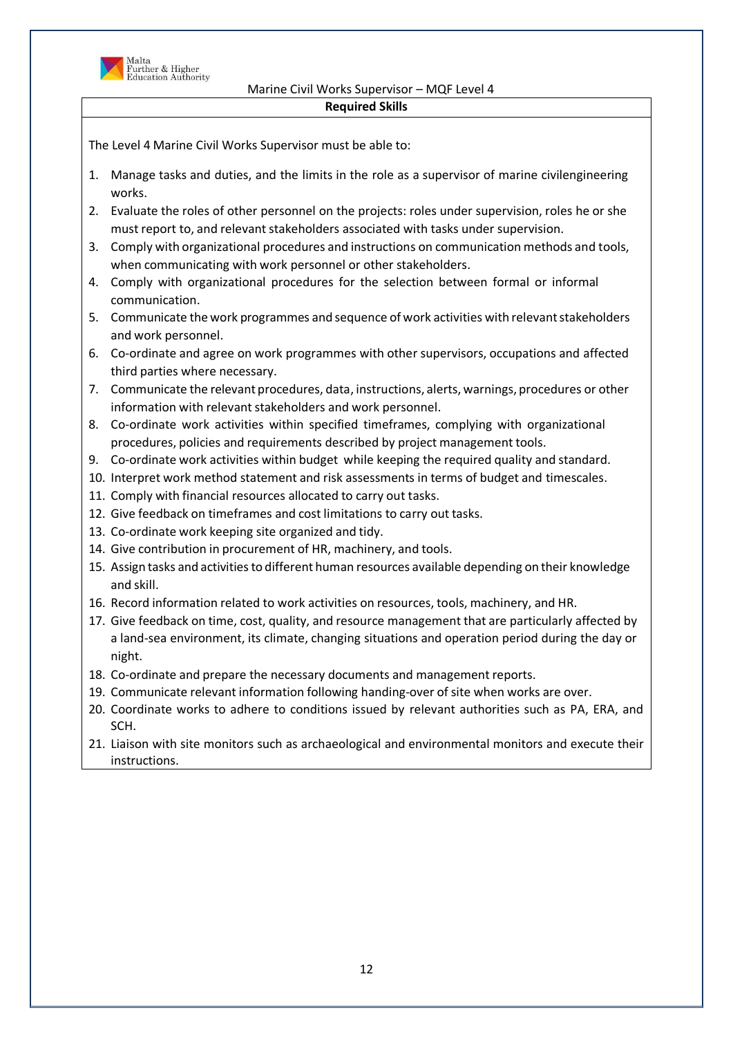**Required Skills**

The Level 4 Marine Civil Works Supervisor must be able to:

1. Manage tasks and duties, and the limits in the role as a supervisor of marine civilengineering works.
2. Evaluate the roles of other personnel on the projects: roles under supervision, roles he or she must report to, and relevant stakeholders associated with tasks under supervision.
3. Comply with organizational procedures and instructions on communication methods and tools, when communicating with work personnel or other stakeholders.
4. Comply with organizational procedures for the selection between formal or informal communication.
5. Communicate the work programmes and sequence of work activities with relevant stakeholders and work personnel.
6. Co-ordinate and agree on work programmes with other supervisors, occupations and affected third parties where necessary.
7. Communicate the relevant procedures, data, instructions, alerts, warnings, procedures or other information with relevant stakeholders and work personnel.
8. Co-ordinate work activities within specified timeframes, complying with organizational procedures, policies and requirements described by project management tools.
9. Co-ordinate work activities within budget while keeping the required quality and standard.
10. Interpret work method statement and risk assessments in terms of budget and timescales.
11. Comply with financial resources allocated to carry out tasks.
12. Give feedback on timeframes and cost limitations to carry out tasks.
13. Co-ordinate work keeping site organized and tidy.
14. Give contribution in procurement of HR, machinery, and tools.
15. Assign tasks and activities to different human resources available depending on their knowledge and skill.
16. Record information related to work activities on resources, tools, machinery, and HR.
17. Give feedback on time, cost, quality, and resource management that are particularly affected by a land-sea environment, its climate, changing situations and operation period during the day or night.
18. Co-ordinate and prepare the necessary documents and management reports.
19. Communicate relevant information following handing-over of site when works are over.
20. Coordinate works to adhere to conditions issued by relevant authorities such as PA, ERA, and SCH.
21. Liaison with site monitors such as archaeological and environmental monitors and execute their instructions.